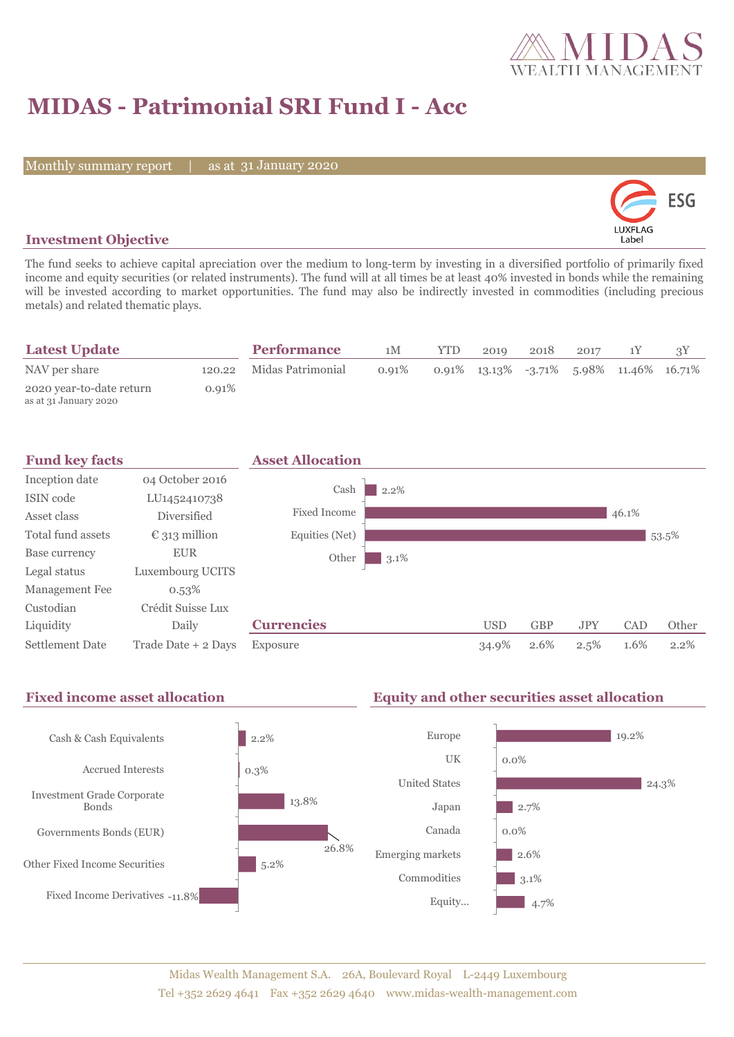# MIDAS - Patrimonial SRI Fund I - Acc

Monthly summary report | as at 31 January 2020

## Investment Objective

The fund seeks to achieve capital apreciation over the medium to long-term by investing in a diversified portfolio of primarily fixed income and equity securities (or related instruments). The fund will at all times be at least 40% invested in bonds while the remaining will be invested according to market opportunities. The fund may also be indirectly invested in commodities (including precious metals) and related thematic plays.

## Latest Update

| | |
|---|---|
| NAV per share | 120.22 |
| 2020 year-to-date return<br>as at 31 January 2020 | 0.91% |

## Performance

| | 1M | YTD | 2019 | 2018 | 2017 | 1Y | 3Y |
|---|---|---|---|---|---|---|---|
| Midas Patrimonial | 0.91% | 0.91% | 13.13% | -3.71% | 5.98% | 11.46% | 16.71% |

## Fund key facts

| | |
|---|---|
| Inception date | 04 October 2016 |
| ISIN code | LU1452410738 |
| Asset class | Diversified |
| Total fund assets | € 313 million |
| Base currency | EUR |
| Legal status | Luxembourg UCITS |
| Management Fee | 0.53% |
| Custodian | Crédit Suisse Lux |
| Liquidity | Daily |
| Settlement Date | Trade Date + 2 Days |

## Asset Allocation

| | |
|---|---|
| Cash | 2.2% |
| Fixed Income | 46.1% |
| Equities (Net) | 53.5% |
| Other | 3.1% |

## Currencies

| | USD | GBP | JPY | CAD | Other |
|---|---|---|---|---|---|
| Exposure | 34.9% | 2.6% | 2.5% | 1.6% | 2.2% |

## Fixed income asset allocation

| | |
|---|---|
| Cash & Cash Equivalents | 2.2% |
| Accrued Interests | 0.3% |
| Investment Grade Corporate Bonds | 13.8% |
| Governments Bonds (EUR) | 26.8% |
| Other Fixed Income Securities | 5.2% |
| Fixed Income Derivatives | -11.8% |

## Equity and other securities asset allocation

| | |
|---|---|
| Europe | 19.2% |
| UK | 0.0% |
| United States | 24.3% |
| Japan | 2.7% |
| Canada | 0.0% |
| Emerging markets | 2.6% |
| Commodities | 3.1% |
| Equity... | 4.7% |

Midas Wealth Management S.A. 26A, Boulevard Royal L-2449 Luxembourg
Tel +352 2629 4641 Fax +352 2629 4640 www.midas-wealth-management.com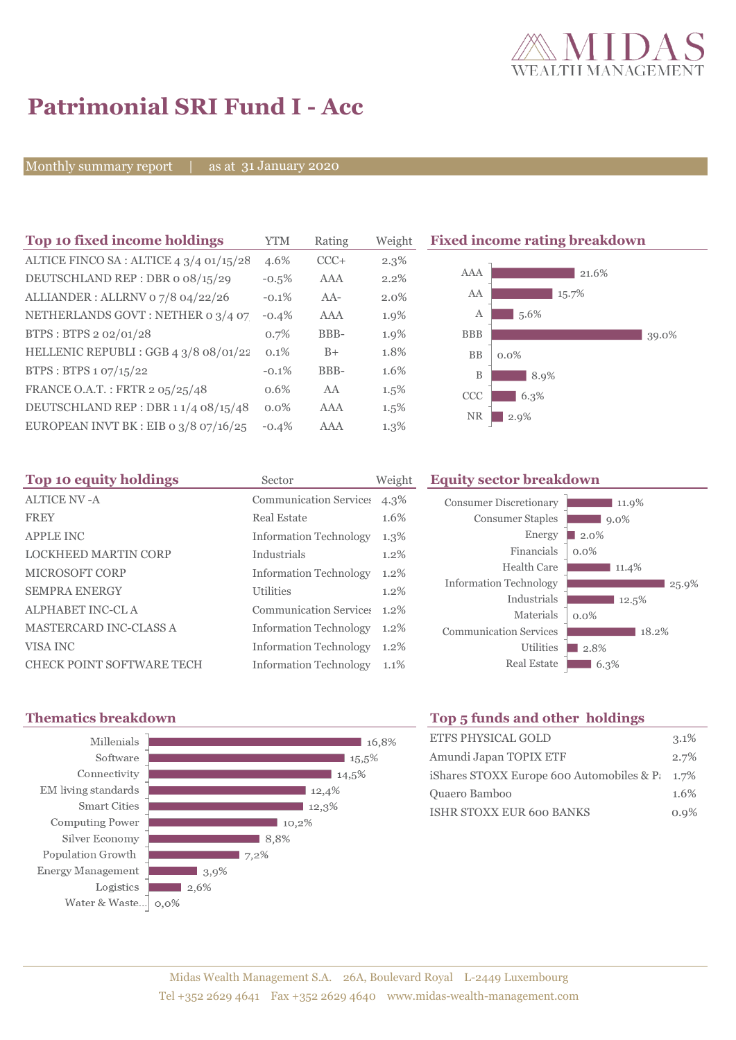# Patrimonial SRI Fund I - Acc

Monthly summary report | as at 31 January 2020

## Top 10 fixed income holdings

| Top 10 fixed income holdings | YTM | Rating | Weight |
|---|---|---|---|
| ALTICE FINCO SA : ALTICE 4 3/4 01/15/28 | 4.6% | CCC+ | 2.3% |
| DEUTSCHLAND REP : DBR 0 08/15/29 | -0.5% | AAA | 2.2% |
| ALLIANDER : ALLRNV 0 7/8 04/22/26 | -0.1% | AA- | 2.0% |
| NETHERLANDS GOVT : NETHER 0 3/4 07 | -0.4% | AAA | 1.9% |
| BTPS : BTPS 2 02/01/28 | 0.7% | BBB- | 1.9% |
| HELLENIC REPUBLI : GGB 4 3/8 08/01/22 | 0.1% | B+ | 1.8% |
| BTPS : BTPS 1 07/15/22 | -0.1% | BBB- | 1.6% |
| FRANCE O.A.T. : FRTR 2 05/25/48 | 0.6% | AA | 1.5% |
| DEUTSCHLAND REP : DBR 1 1/4 08/15/48 | 0.0% | AAA | 1.5% |
| EUROPEAN INVT BK : EIB 0 3/8 07/16/25 | -0.4% | AAA | 1.3% |

## Fixed income rating breakdown

| Rating | Weight |
|---|---|
| AAA | 21.6% |
| AA | 15.7% |
| A | 5.6% |
| BBB | 39.0% |
| BB | 0.0% |
| B | 8.9% |
| CCC | 6.3% |
| NR | 2.9% |

## Top 10 equity holdings

| Top 10 equity holdings | Sector | Weight |
|---|---|---|
| ALTICE NV -A | Communication Services | 4.3% |
| FREY | Real Estate | 1.6% |
| APPLE INC | Information Technology | 1.3% |
| LOCKHEED MARTIN CORP | Industrials | 1.2% |
| MICROSOFT CORP | Information Technology | 1.2% |
| SEMPRA ENERGY | Utilities | 1.2% |
| ALPHABET INC-CL A | Communication Services | 1.2% |
| MASTERCARD INC-CLASS A | Information Technology | 1.2% |
| VISA INC | Information Technology | 1.2% |
| CHECK POINT SOFTWARE TECH | Information Technology | 1.1% |

## Equity sector breakdown

| Sector | Weight |
|---|---|
| Consumer Discretionary | 11.9% |
| Consumer Staples | 9.0% |
| Energy | 2.0% |
| Financials | 0.0% |
| Health Care | 11.4% |
| Information Technology | 25.9% |
| Industrials | 12.5% |
| Materials | 0.0% |
| Communication Services | 18.2% |
| Utilities | 2.8% |
| Real Estate | 6.3% |

## Thematics breakdown

| Theme | Weight |
|---|---|
| Millenials | 16,8% |
| Software | 15,5% |
| Connectivity | 14,5% |
| EM living standards | 12,4% |
| Smart Cities | 12,3% |
| Computing Power | 10,2% |
| Silver Economy | 8,8% |
| Population Growth | 7,2% |
| Energy Management | 3,9% |
| Logistics | 2,6% |
| Water & Waste... | 0,0% |

## Top 5 funds and other holdings

| Top 5 funds and other holdings | Weight |
|---|---|
| ETFS PHYSICAL GOLD | 3.1% |
| Amundi Japan TOPIX ETF | 2.7% |
| iShares STOXX Europe 600 Automobiles & P: | 1.7% |
| Quaero Bamboo | 1.6% |
| ISHR STOXX EUR 600 BANKS | 0.9% |

Midas Wealth Management S.A. 26A, Boulevard Royal L-2449 Luxembourg
Tel +352 2629 4641 Fax +352 2629 4640 www.midas-wealth-management.com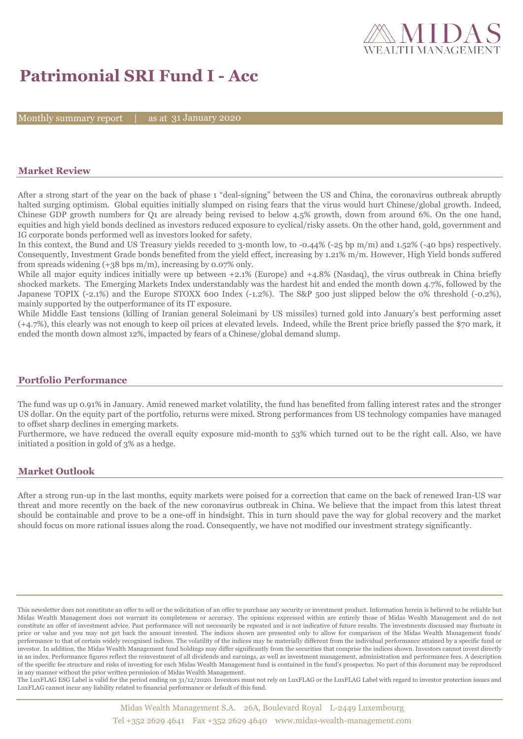# Patrimonial SRI Fund I - Acc

Monthly summary report | as at 31 January 2020

## Market Review

After a strong start of the year on the back of phase 1 "deal-signing" between the US and China, the coronavirus outbreak abruptly halted surging optimism. Global equities initially slumped on rising fears that the virus would hurt Chinese/global growth. Indeed, Chinese GDP growth numbers for Q1 are already being revised to below 4.5% growth, down from around 6%. On the one hand, equities and high yield bonds declined as investors reduced exposure to cyclical/risky assets. On the other hand, gold, government and IG corporate bonds performed well as investors looked for safety.

In this context, the Bund and US Treasury yields receded to 3-month low, to -0.44% (-25 bp m/m) and 1.52% (-40 bps) respectively. Consequently, Investment Grade bonds benefited from the yield effect, increasing by 1.21% m/m. However, High Yield bonds suffered from spreads widening (+38 bps m/m), increasing by 0.07% only.

While all major equity indices initially were up between +2.1% (Europe) and +4.8% (Nasdaq), the virus outbreak in China briefly shocked markets. The Emerging Markets Index understandably was the hardest hit and ended the month down 4.7%, followed by the Japanese TOPIX (-2.1%) and the Europe STOXX 600 Index (-1.2%). The S&P 500 just slipped below the 0% threshold (-0.2%), mainly supported by the outperformance of its IT exposure.

While Middle East tensions (killing of Iranian general Soleimani by US missiles) turned gold into January's best performing asset (+4.7%), this clearly was not enough to keep oil prices at elevated levels. Indeed, while the Brent price briefly passed the $70 mark, it ended the month down almost 12%, impacted by fears of a Chinese/global demand slump.

## Portfolio Performance

The fund was up 0.91% in January. Amid renewed market volatility, the fund has benefited from falling interest rates and the stronger US dollar. On the equity part of the portfolio, returns were mixed. Strong performances from US technology companies have managed to offset sharp declines in emerging markets.

Furthermore, we have reduced the overall equity exposure mid-month to 53% which turned out to be the right call. Also, we have initiated a position in gold of 3% as a hedge.

## Market Outlook

After a strong run-up in the last months, equity markets were poised for a correction that came on the back of renewed Iran-US war threat and more recently on the back of the new coronavirus outbreak in China. We believe that the impact from this latest threat should be containable and prove to be a one-off in hindsight. This in turn should pave the way for global recovery and the market should focus on more rational issues along the road. Consequently, we have not modified our investment strategy significantly.

This newsletter does not constitute an offer to sell or the solicitation of an offer to purchase any security or investment product. Information herein is believed to be reliable but Midas Wealth Management does not warrant its completeness or accuracy. The opinions expressed within are entirely those of Midas Wealth Management and do not constitute an offer of investment advice. Past performance will not necessarily be repeated and is not indicative of future results. The investments discussed may fluctuate in price or value and you may not get back the amount invested. The indices shown are presented only to allow for comparison of the Midas Wealth Management funds' performance to that of certain widely recognised indices. The volatility of the indices may be materially different from the individual performance attained by a specific fund or investor. In addition, the Midas Wealth Management fund holdings may differ significantly from the securities that comprise the indices shown. Investors cannot invest directly in an index. Performance figures reflect the reinvestment of all dividends and earnings, as well as investment management, administration and performance fees. A description of the specific fee structure and risks of investing for each Midas Wealth Management fund is contained in the fund's prospectus. No part of this document may be reproduced in any manner without the prior written permission of Midas Wealth Management.

The LuxFLAG ESG Label is valid for the period ending on 31/12/2020. Investors must not rely on LuxFLAG or the LuxFLAG Label with regard to investor protection issues and LuxFLAG cannot incur any liability related to financial performance or default of this fund.

Midas Wealth Management S.A. 26A, Boulevard Royal L-2449 Luxembourg

Tel +352 2629 4641 Fax +352 2629 4640 www.midas-wealth-management.com